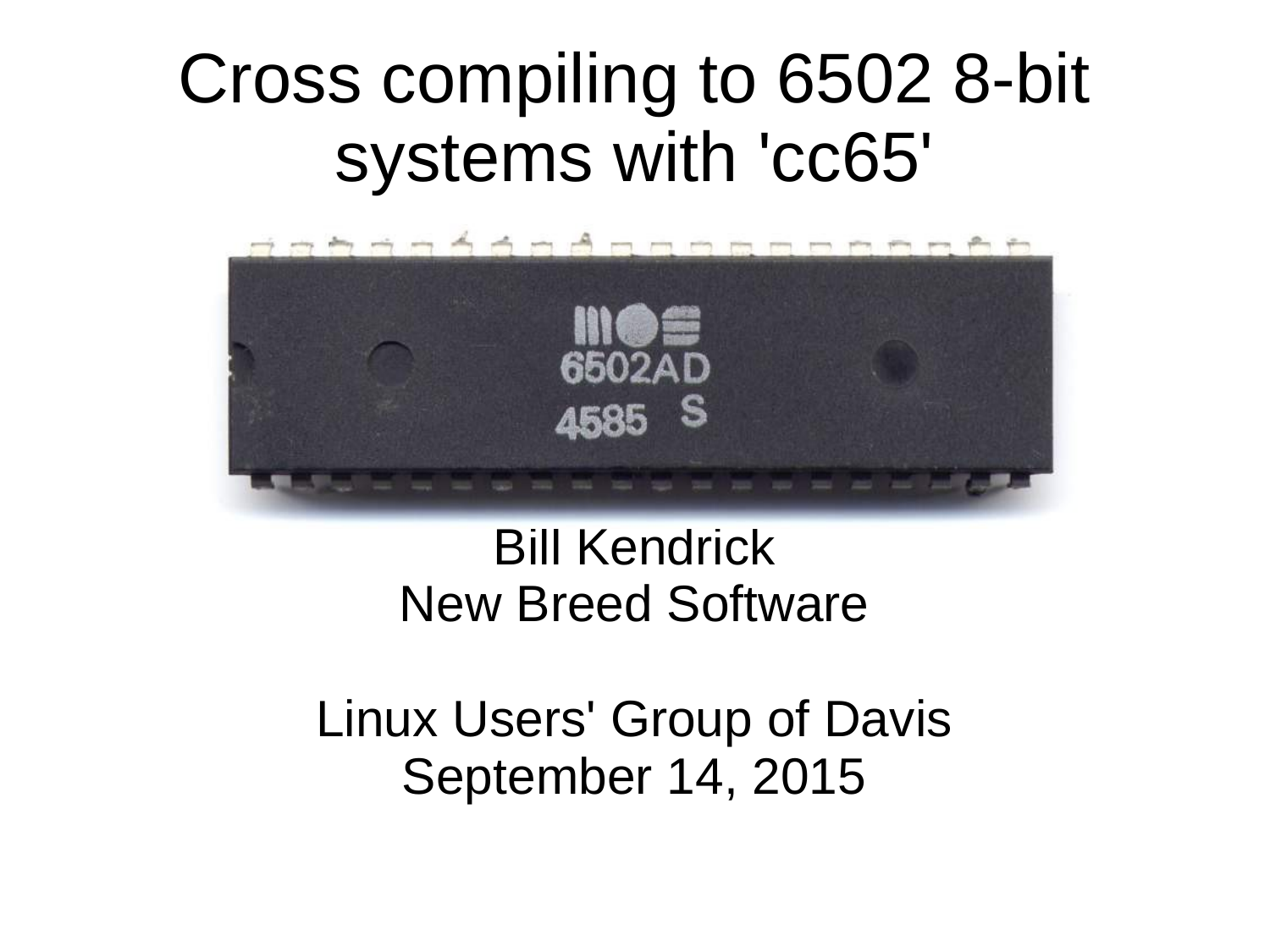# Cross compiling to 6502 8-bit systems with 'cc65'

Bill Kendrick
New Breed Software

Linux Users' Group of Davis
September 14, 2015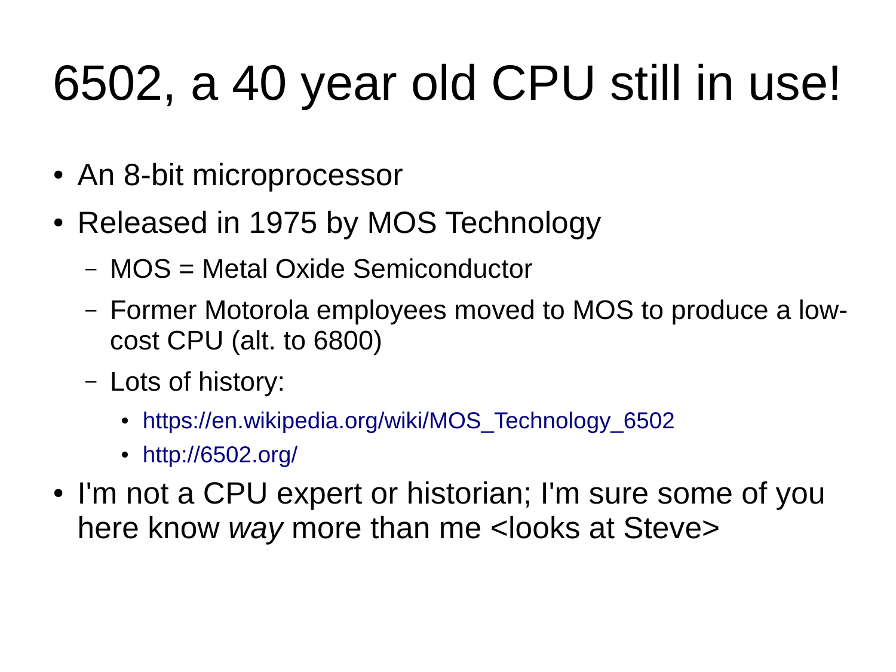# 6502, a 40 year old CPU still in use!

- An 8-bit microprocessor
- Released in 1975 by MOS Technology
  - MOS = Metal Oxide Semiconductor
  - Former Motorola employees moved to MOS to produce a low-cost CPU (alt. to 6800)
  - Lots of history:
    - https://en.wikipedia.org/wiki/MOS_Technology_6502
    - http://6502.org/
- I'm not a CPU expert or historian; I'm sure some of you here know *way* more than me <looks at Steve>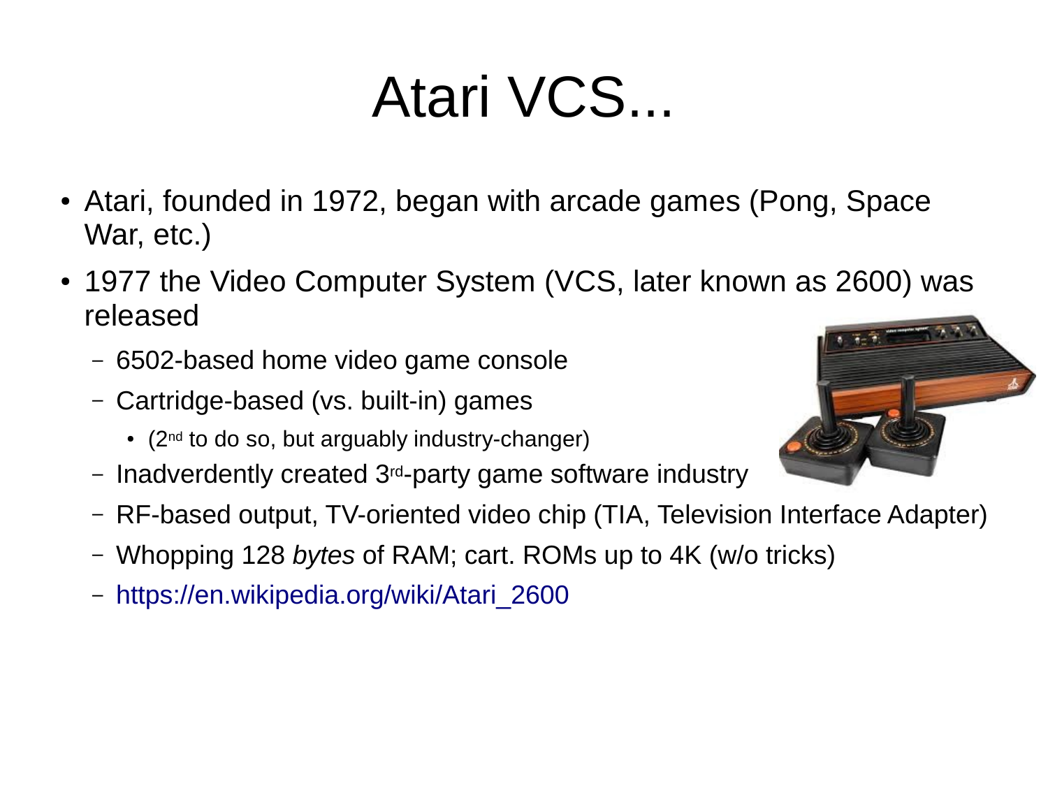# Atari VCS...

- Atari, founded in 1972, began with arcade games (Pong, Space War, etc.)
- 1977 the Video Computer System (VCS, later known as 2600) was released
  - 6502-based home video game console
  - Cartridge-based (vs. built-in) games
    - (2nd to do so, but arguably industry-changer)
  - Inadverdently created 3rd-party game software industry
  - RF-based output, TV-oriented video chip (TIA, Television Interface Adapter)
  - Whopping 128 *bytes* of RAM; cart. ROMs up to 4K (w/o tricks)
  - https://en.wikipedia.org/wiki/Atari_2600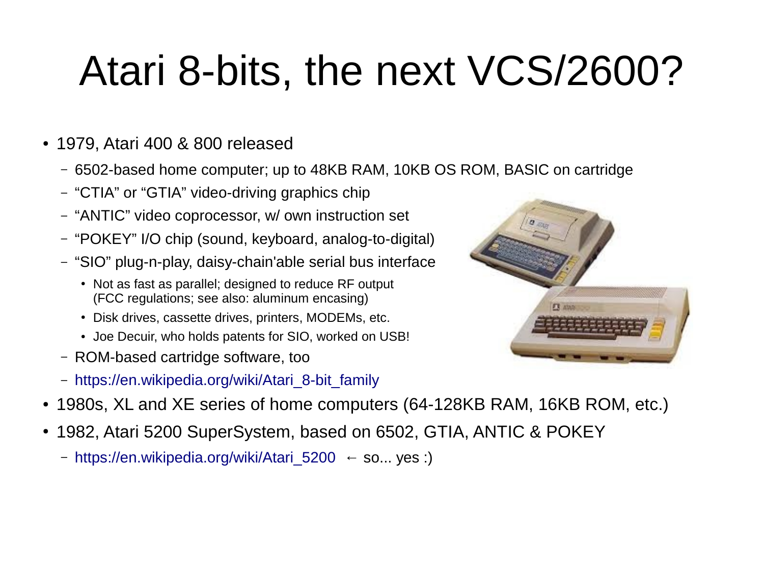# Atari 8-bits, the next VCS/2600?

- 1979, Atari 400 & 800 released
  - 6502-based home computer; up to 48KB RAM, 10KB OS ROM, BASIC on cartridge
  - “CTIA” or “GTIA” video-driving graphics chip
  - “ANTIC” video coprocessor, w/ own instruction set
  - “POKEY” I/O chip (sound, keyboard, analog-to-digital)
  - “SIO” plug-n-play, daisy-chain'able serial bus interface
    - Not as fast as parallel; designed to reduce RF output (FCC regulations; see also: aluminum encasing)
    - Disk drives, cassette drives, printers, MODEMs, etc.
    - Joe Decuir, who holds patents for SIO, worked on USB!
  - ROM-based cartridge software, too
  - https://en.wikipedia.org/wiki/Atari_8-bit_family
- 1980s, XL and XE series of home computers (64-128KB RAM, 16KB ROM, etc.)
- 1982, Atari 5200 SuperSystem, based on 6502, GTIA, ANTIC & POKEY
  - https://en.wikipedia.org/wiki/Atari_5200 ← so... yes :)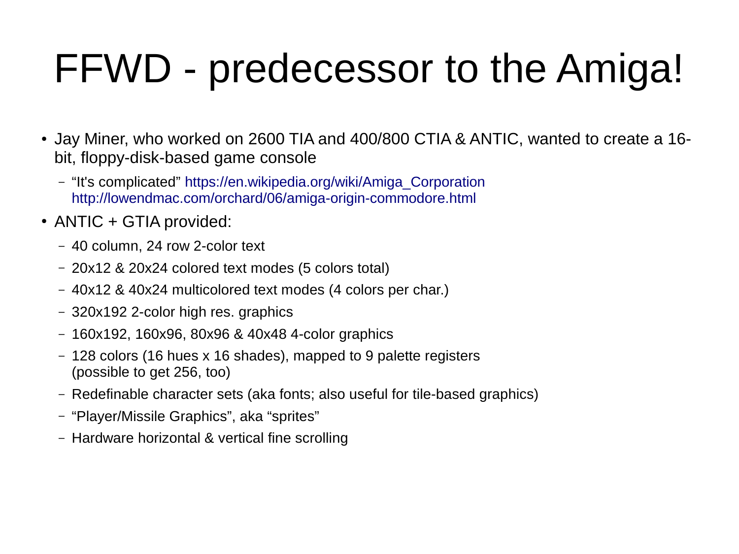# FFWD - predecessor to the Amiga!

- Jay Miner, who worked on 2600 TIA and 400/800 CTIA & ANTIC, wanted to create a 16-bit, floppy-disk-based game console
  - “It's complicated” https://en.wikipedia.org/wiki/Amiga_Corporation http://lowendmac.com/orchard/06/amiga-origin-commodore.html
- ANTIC + GTIA provided:
  - 40 column, 24 row 2-color text
  - 20x12 & 20x24 colored text modes (5 colors total)
  - 40x12 & 40x24 multicolored text modes (4 colors per char.)
  - 320x192 2-color high res. graphics
  - 160x192, 160x96, 80x96 & 40x48 4-color graphics
  - 128 colors (16 hues x 16 shades), mapped to 9 palette registers (possible to get 256, too)
  - Redefinable character sets (aka fonts; also useful for tile-based graphics)
  - “Player/Missile Graphics”, aka “sprites”
  - Hardware horizontal & vertical fine scrolling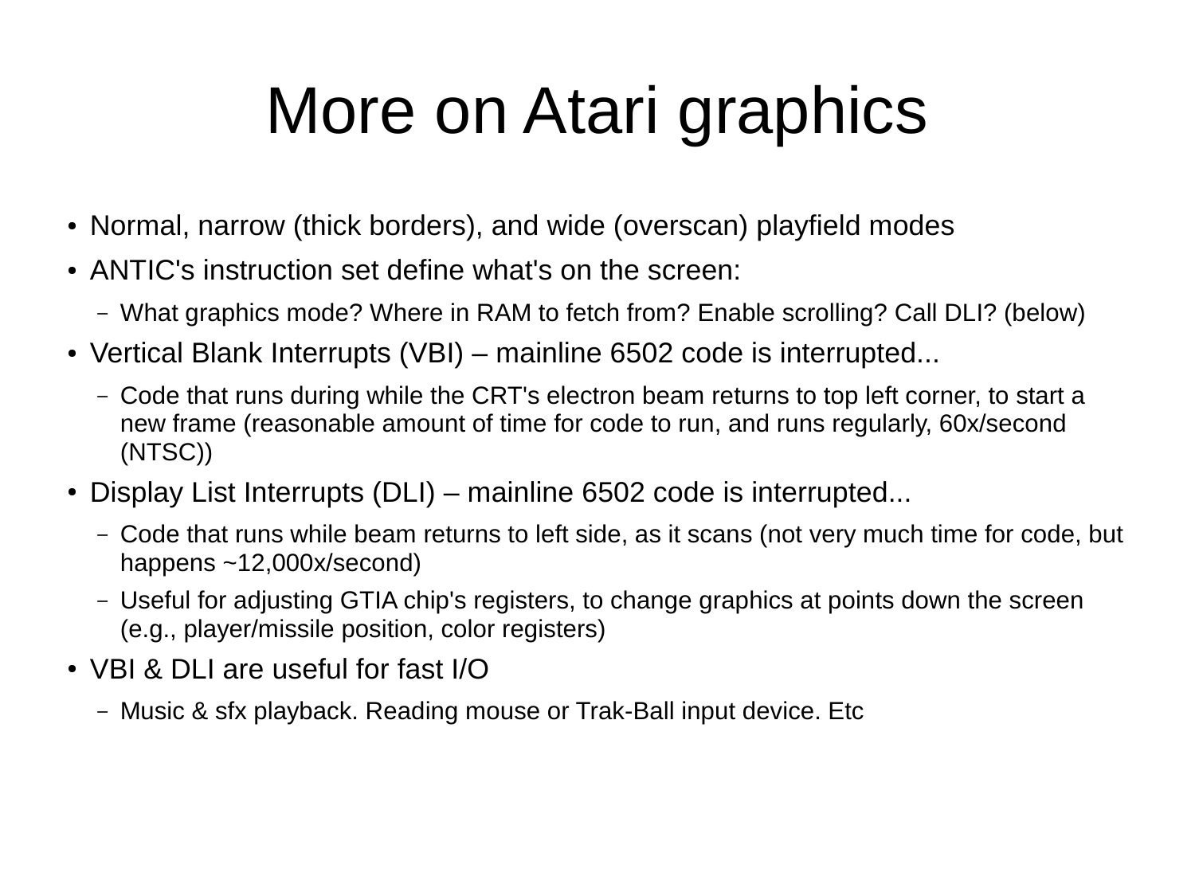# More on Atari graphics

- Normal, narrow (thick borders), and wide (overscan) playfield modes
- ANTIC's instruction set define what's on the screen:
  - What graphics mode? Where in RAM to fetch from? Enable scrolling? Call DLI? (below)
- Vertical Blank Interrupts (VBI) – mainline 6502 code is interrupted...
  - Code that runs during while the CRT's electron beam returns to top left corner, to start a new frame (reasonable amount of time for code to run, and runs regularly, 60x/second (NTSC))
- Display List Interrupts (DLI) – mainline 6502 code is interrupted...
  - Code that runs while beam returns to left side, as it scans (not very much time for code, but happens ~12,000x/second)
  - Useful for adjusting GTIA chip's registers, to change graphics at points down the screen (e.g., player/missile position, color registers)
- VBI & DLI are useful for fast I/O
  - Music & sfx playback. Reading mouse or Trak-Ball input device. Etc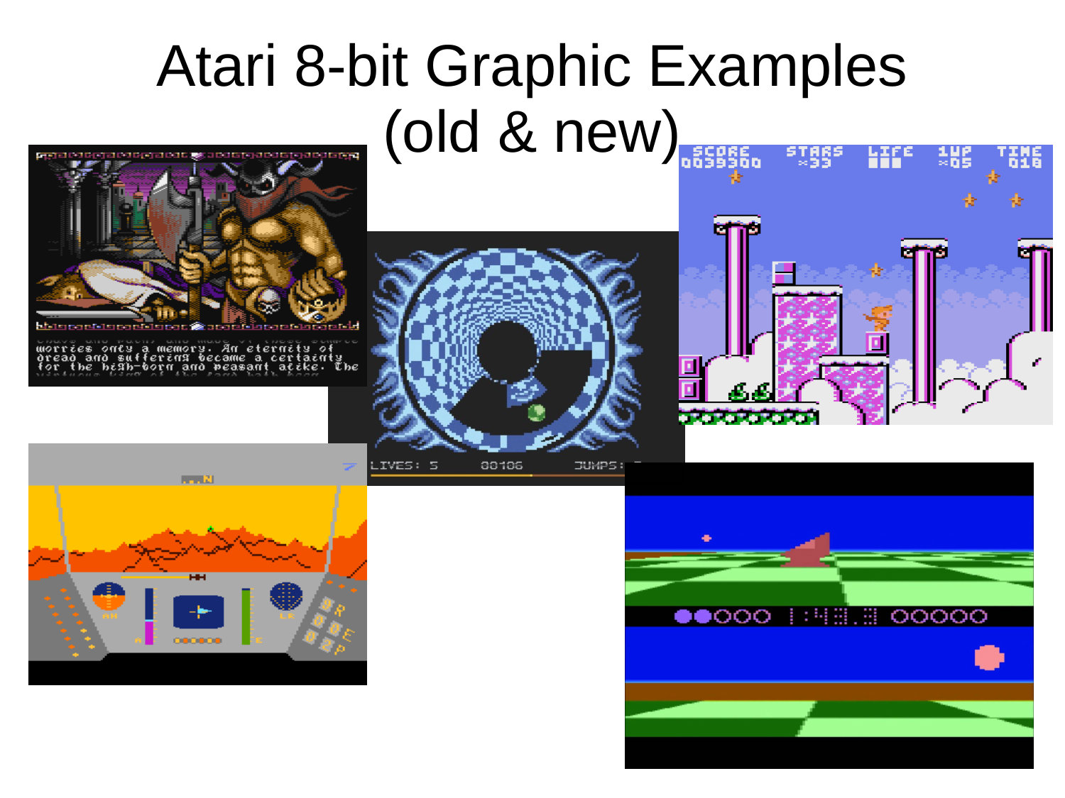# Atari 8-bit Graphic Examples (old & new)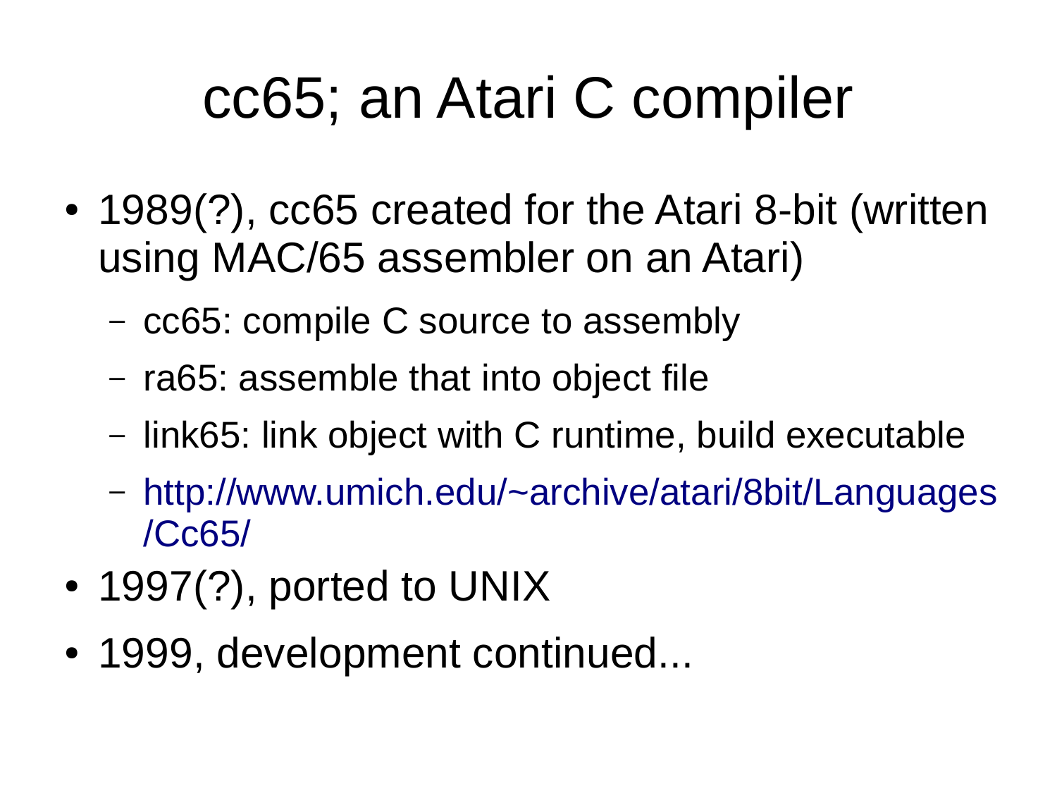# cc65; an Atari C compiler

- 1989(?), cc65 created for the Atari 8-bit (written using MAC/65 assembler on an Atari)
  - cc65: compile C source to assembly
  - ra65: assemble that into object file
  - link65: link object with C runtime, build executable
  - http://www.umich.edu/~archive/atari/8bit/Languages/Cc65/
- 1997(?), ported to UNIX
- 1999, development continued...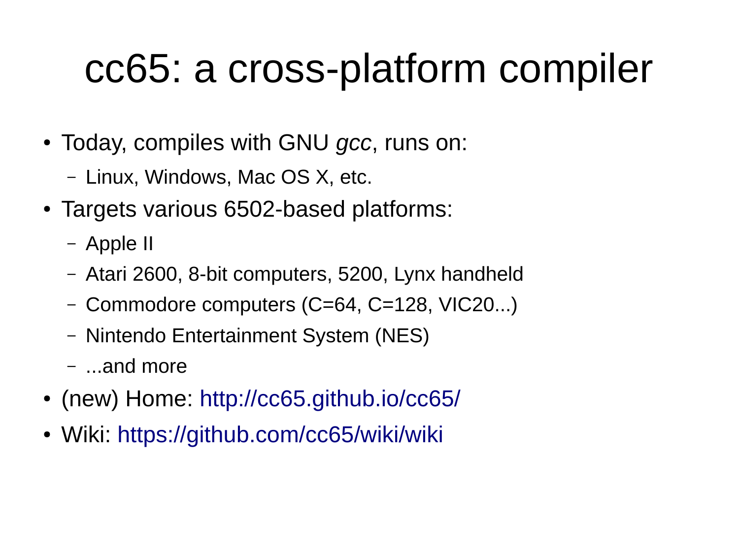# cc65: a cross-platform compiler

- Today, compiles with GNU *gcc*, runs on:
  - Linux, Windows, Mac OS X, etc.
- Targets various 6502-based platforms:
  - Apple II
  - Atari 2600, 8-bit computers, 5200, Lynx handheld
  - Commodore computers (C=64, C=128, VIC20...)
  - Nintendo Entertainment System (NES)
  - ...and more
- (new) Home: http://cc65.github.io/cc65/
- Wiki: https://github.com/cc65/wiki/wiki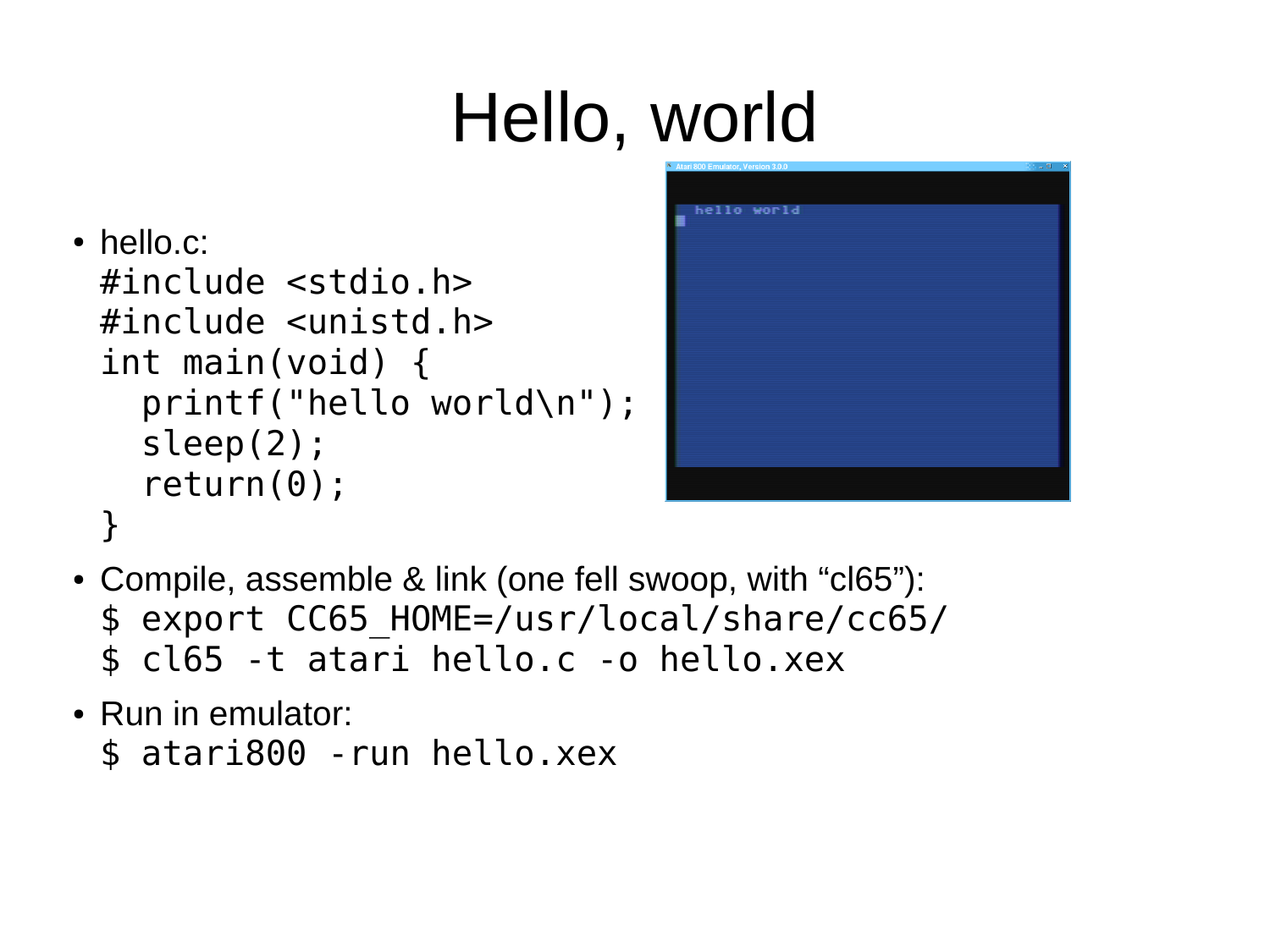# Hello, world

- hello.c:

```
#include <stdio.h>
#include <unistd.h>
int main(void) {
  printf("hello world\n");
  sleep(2);
  return(0);
}
```

- Compile, assemble & link (one fell swoop, with “cl65”):

```
$ export CC65_HOME=/usr/local/share/cc65/
$ cl65 -t atari hello.c -o hello.xex
```

- Run in emulator:

```
$ atari800 -run hello.xex
```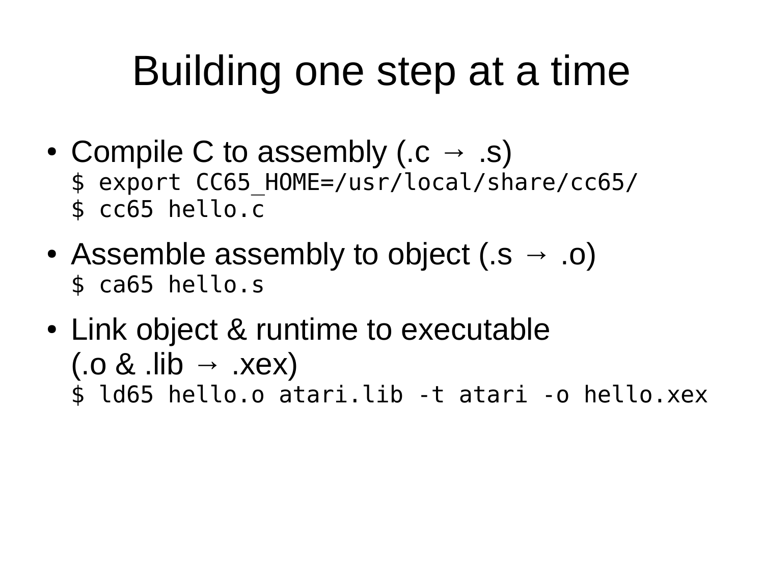# Building one step at a time

- Compile C to assembly (.c → .s)
  ```
  $ export CC65_HOME=/usr/local/share/cc65/
  $ cc65 hello.c
  ```
- Assemble assembly to object (.s → .o)
  ```
  $ ca65 hello.s
  ```
- Link object & runtime to executable (.o & .lib → .xex)
  ```
  $ ld65 hello.o atari.lib -t atari -o hello.xex
  ```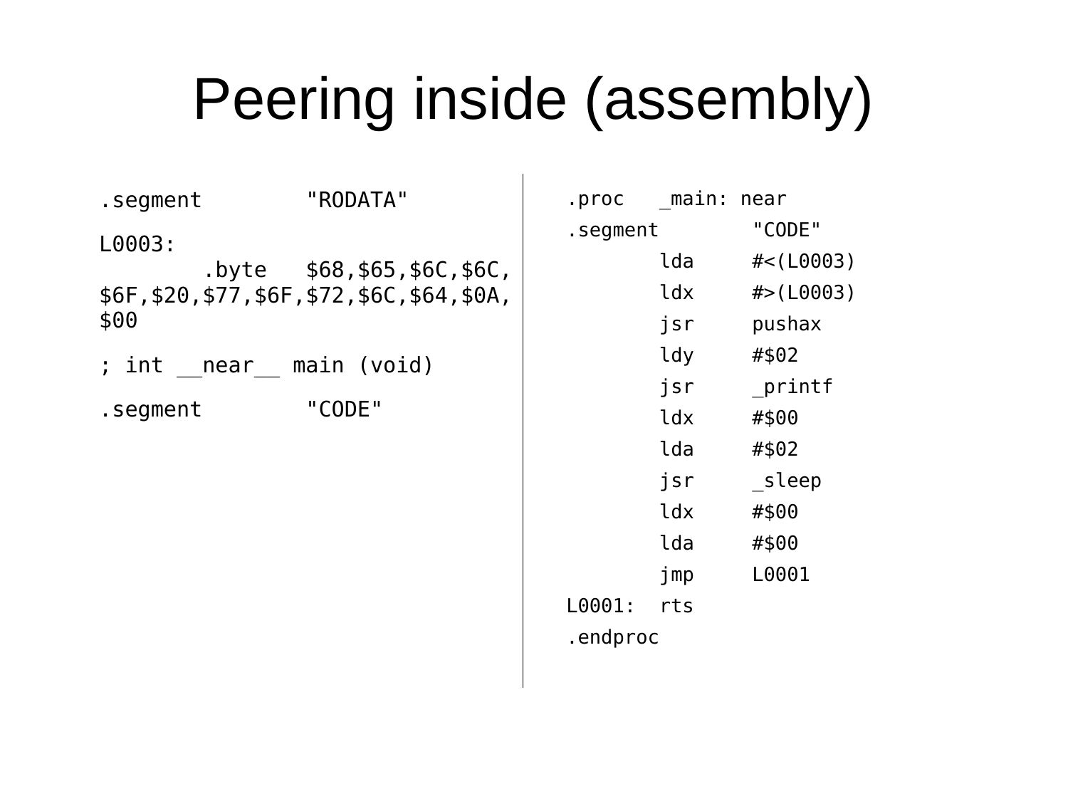# Peering inside (assembly)

```
.segment        "RODATA"

L0003:
        .byte   $68,$65,$6C,$6C,
$6F,$20,$77,$6F,$72,$6C,$64,$0A,
$00

; int __near__ main (void)

.segment        "CODE"
```

```
.proc   _main: near
.segment        "CODE"
        lda     #<(L0003)
        ldx     #>(L0003)
        jsr     pushax
        ldy     #$02
        jsr     _printf
        ldx     #$00
        lda     #$02
        jsr     _sleep
        ldx     #$00
        lda     #$00
        jmp     L0001
L0001:  rts
.endproc
```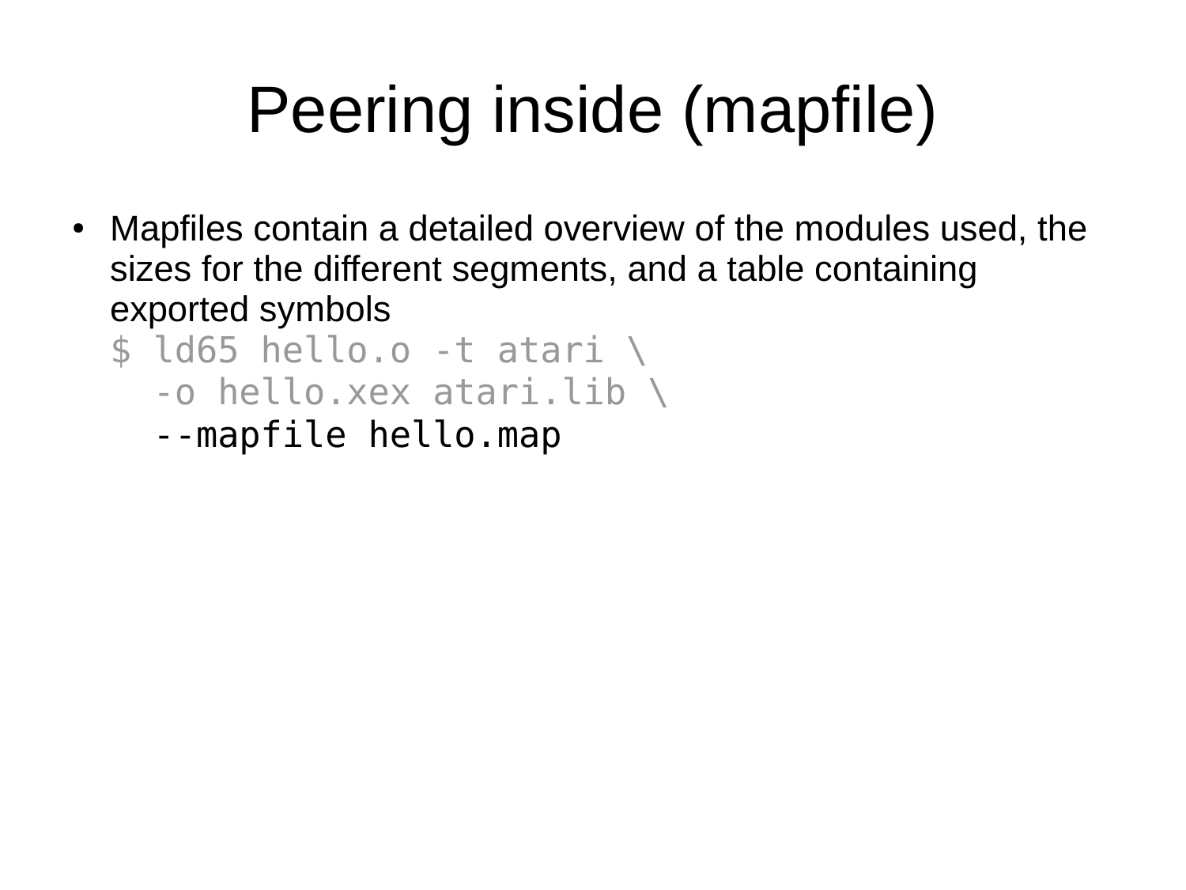# Peering inside (mapfile)

- Mapfiles contain a detailed overview of the modules used, the sizes for the different segments, and a table containing exported symbols

```
$ ld65 hello.o -t atari \
  -o hello.xex atari.lib \
  --mapfile hello.map
```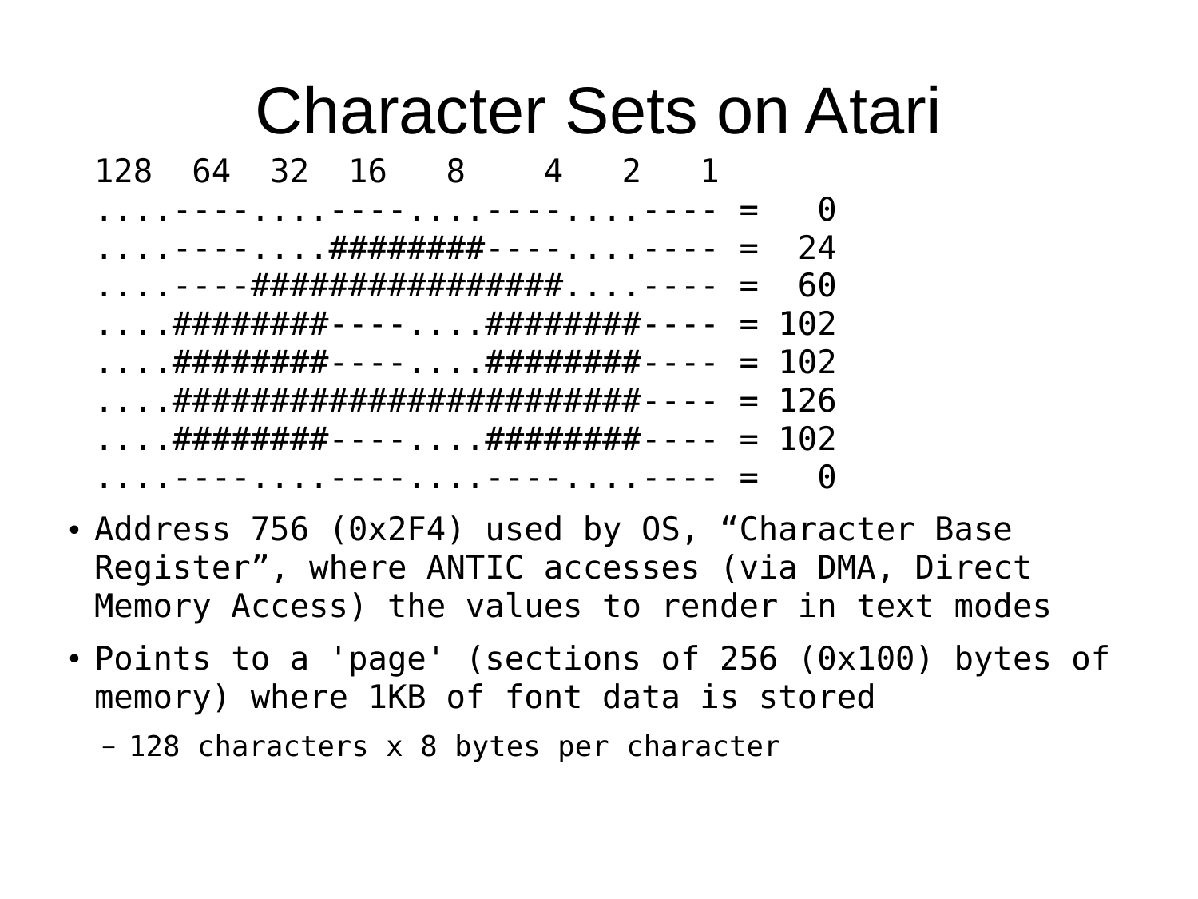# Character Sets on Atari

```
128  64  32  16   8    4   2   1
...----...----...----...---- =   0
...----...########----...---- =  24
...----################...---- =  60
....########----...########---- = 102
....########----...########---- = 102
....########################---- = 126
....########----...########---- = 102
...----...----...----...---- =   0
```

- Address 756 (0x2F4) used by OS, “Character Base Register”, where ANTIC accesses (via DMA, Direct Memory Access) the values to render in text modes
- Points to a 'page' (sections of 256 (0x100) bytes of memory) where 1KB of font data is stored
  - 128 characters x 8 bytes per character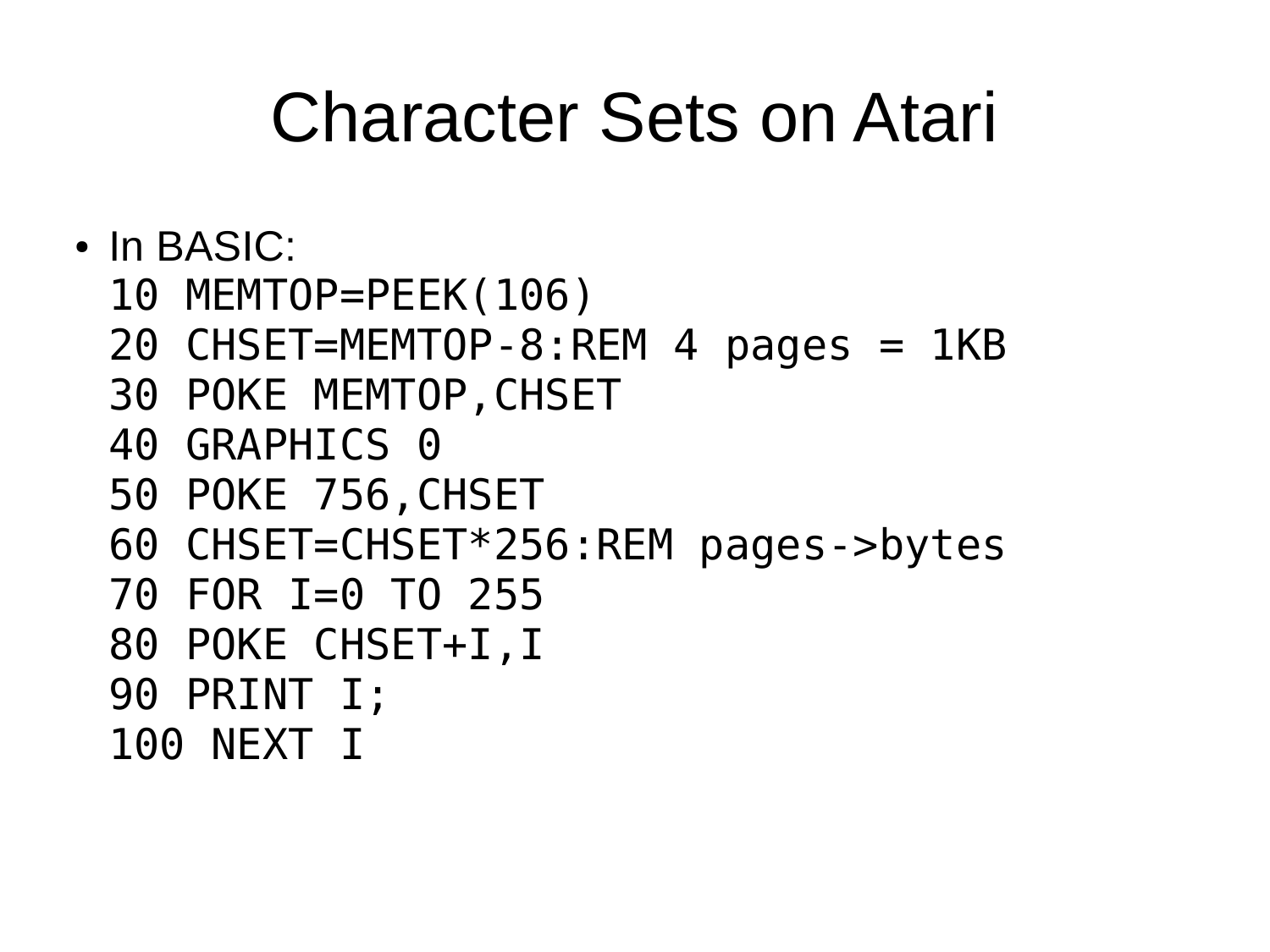# Character Sets on Atari

- In BASIC:

```
10 MEMTOP=PEEK(106)
20 CHSET=MEMTOP-8:REM 4 pages = 1KB
30 POKE MEMTOP,CHSET
40 GRAPHICS 0
50 POKE 756,CHSET
60 CHSET=CHSET*256:REM pages->bytes
70 FOR I=0 TO 255
80 POKE CHSET+I,I
90 PRINT I;
100 NEXT I
```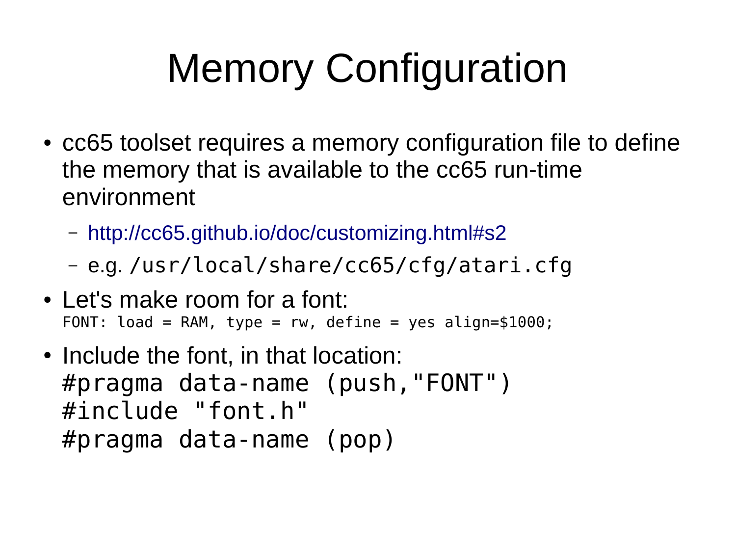# Memory Configuration

- cc65 toolset requires a memory configuration file to define the memory that is available to the cc65 run-time environment
  - http://cc65.github.io/doc/customizing.html#s2
  - e.g. `/usr/local/share/cc65/cfg/atari.cfg`
- Let's make room for a font:

```
FONT: load = RAM, type = rw, define = yes align=$1000;
```

- Include the font, in that location:

```
#pragma data-name (push,"FONT")
#include "font.h"
#pragma data-name (pop)
```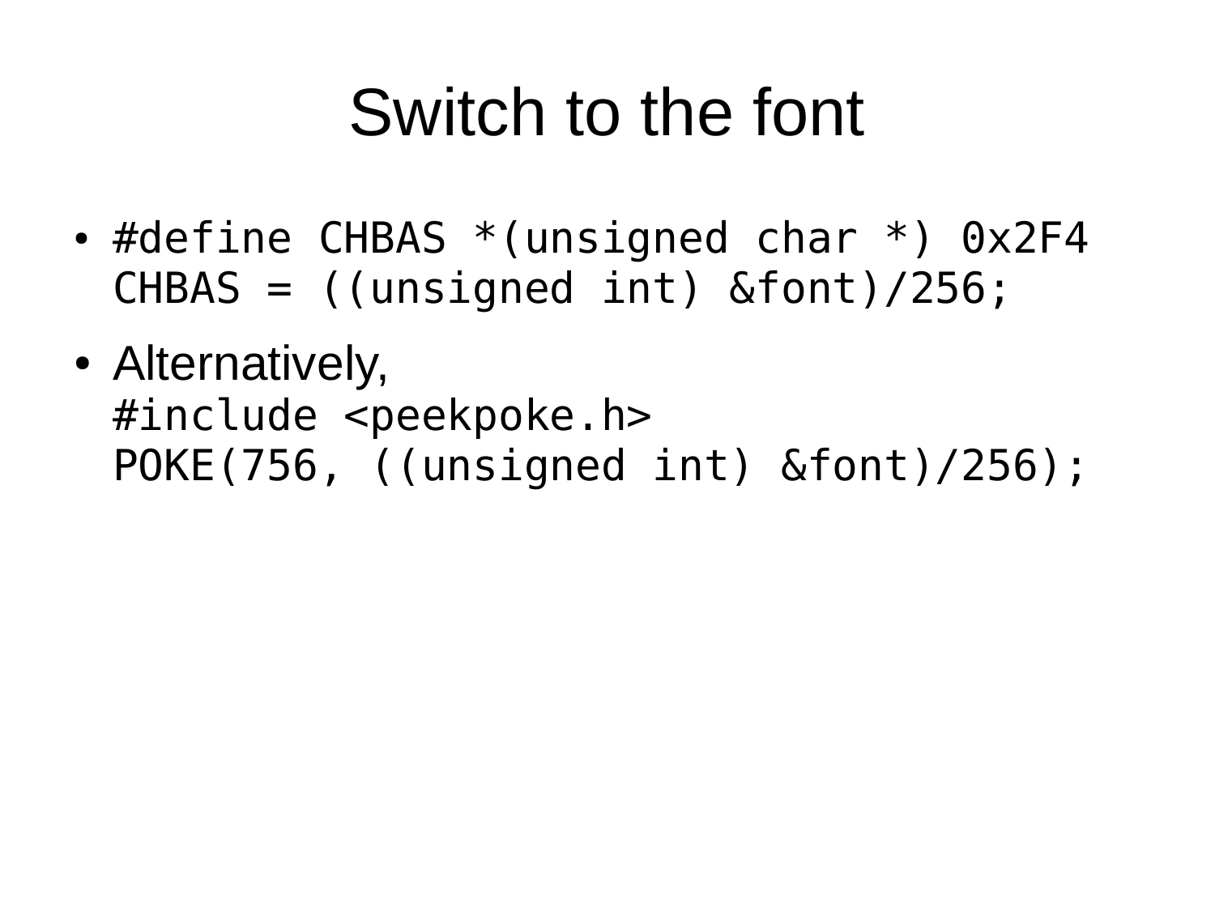# Switch to the font

- ```
  #define CHBAS *(unsigned char *) 0x2F4
  CHBAS = ((unsigned int) &font)/256;
  ```
- Alternatively,
  ```
  #include <peekpoke.h>
  POKE(756, ((unsigned int) &font)/256);
  ```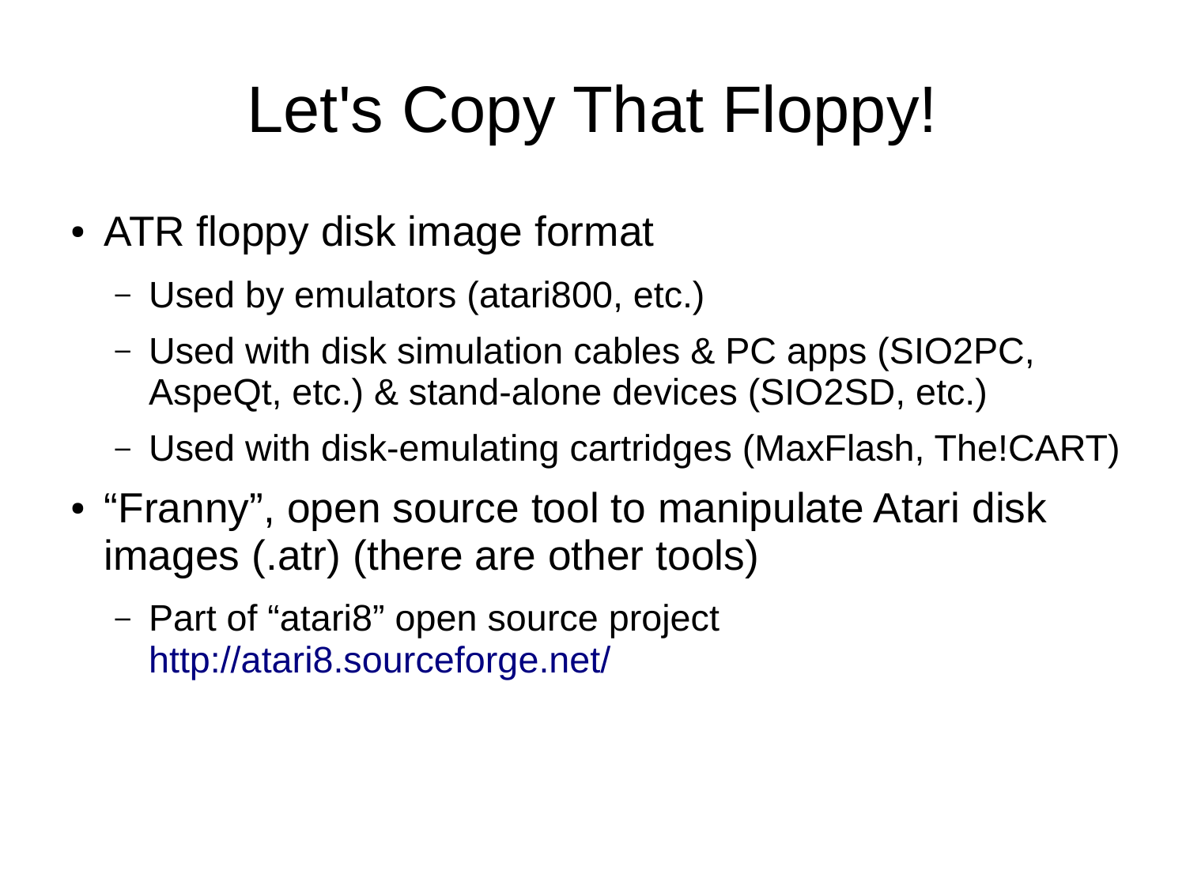# Let's Copy That Floppy!

- ATR floppy disk image format
  - Used by emulators (atari800, etc.)
  - Used with disk simulation cables & PC apps (SIO2PC, AspeQt, etc.) & stand-alone devices (SIO2SD, etc.)
  - Used with disk-emulating cartridges (MaxFlash, The!CART)
- “Franny”, open source tool to manipulate Atari disk images (.atr) (there are other tools)
  - Part of “atari8” open source project http://atari8.sourceforge.net/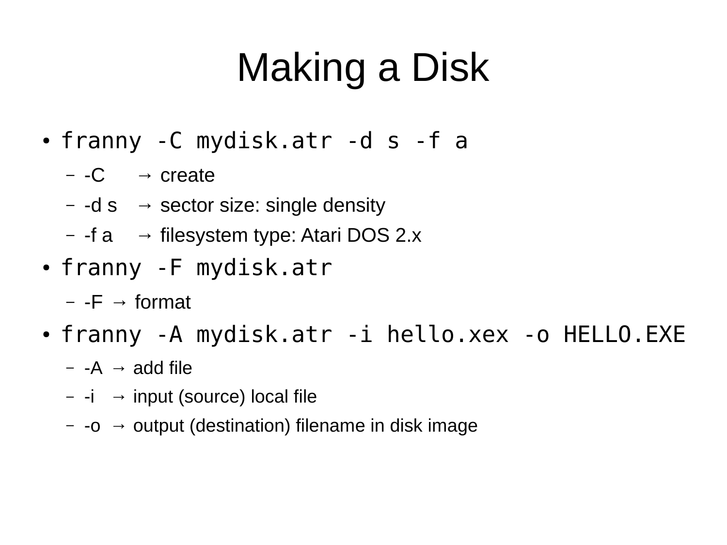# Making a Disk

- `franny -C mydisk.atr -d s -f a`
  - -C → create
  - -d s → sector size: single density
  - -f a → filesystem type: Atari DOS 2.x
- `franny -F mydisk.atr`
  - -F → format
- `franny -A mydisk.atr -i hello.xex -o HELLO.EXE`
  - -A → add file
  - -i → input (source) local file
  - -o → output (destination) filename in disk image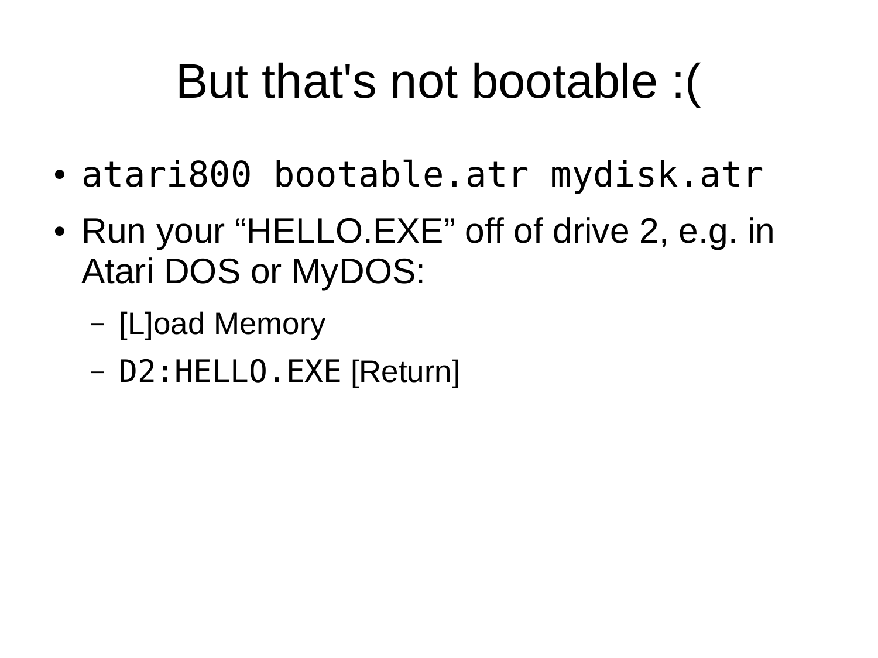# But that's not bootable :(

- `atari800 bootable.atr mydisk.atr`
- Run your “HELLO.EXE” off of drive 2, e.g. in Atari DOS or MyDOS:
  - [L]oad Memory
  - `D2:HELLO.EXE` [Return]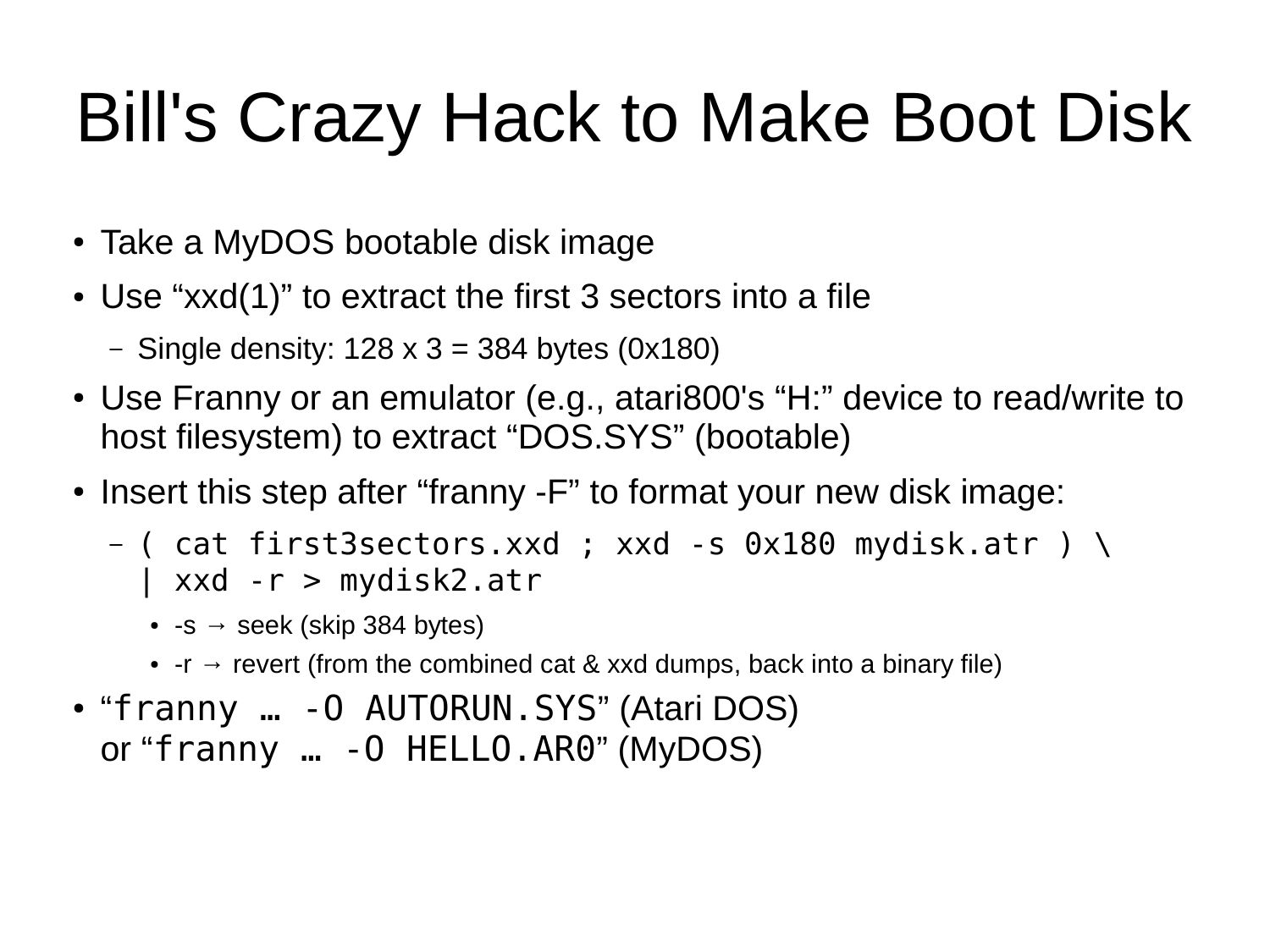# Bill's Crazy Hack to Make Boot Disk

- Take a MyDOS bootable disk image
- Use “xxd(1)” to extract the first 3 sectors into a file
  - Single density: 128 x 3 = 384 bytes (0x180)
- Use Franny or an emulator (e.g., atari800's “H:” device to read/write to host filesystem) to extract “DOS.SYS” (bootable)
- Insert this step after “franny -F” to format your new disk image:
  - `( cat first3sectors.xxd ; xxd -s 0x180 mydisk.atr ) \`
    `| xxd -r > mydisk2.atr`
    - -s → seek (skip 384 bytes)
    - -r → revert (from the combined cat & xxd dumps, back into a binary file)
- “`franny … -O AUTORUN.SYS`” (Atari DOS)
  or “`franny … -O HELLO.AR0`” (MyDOS)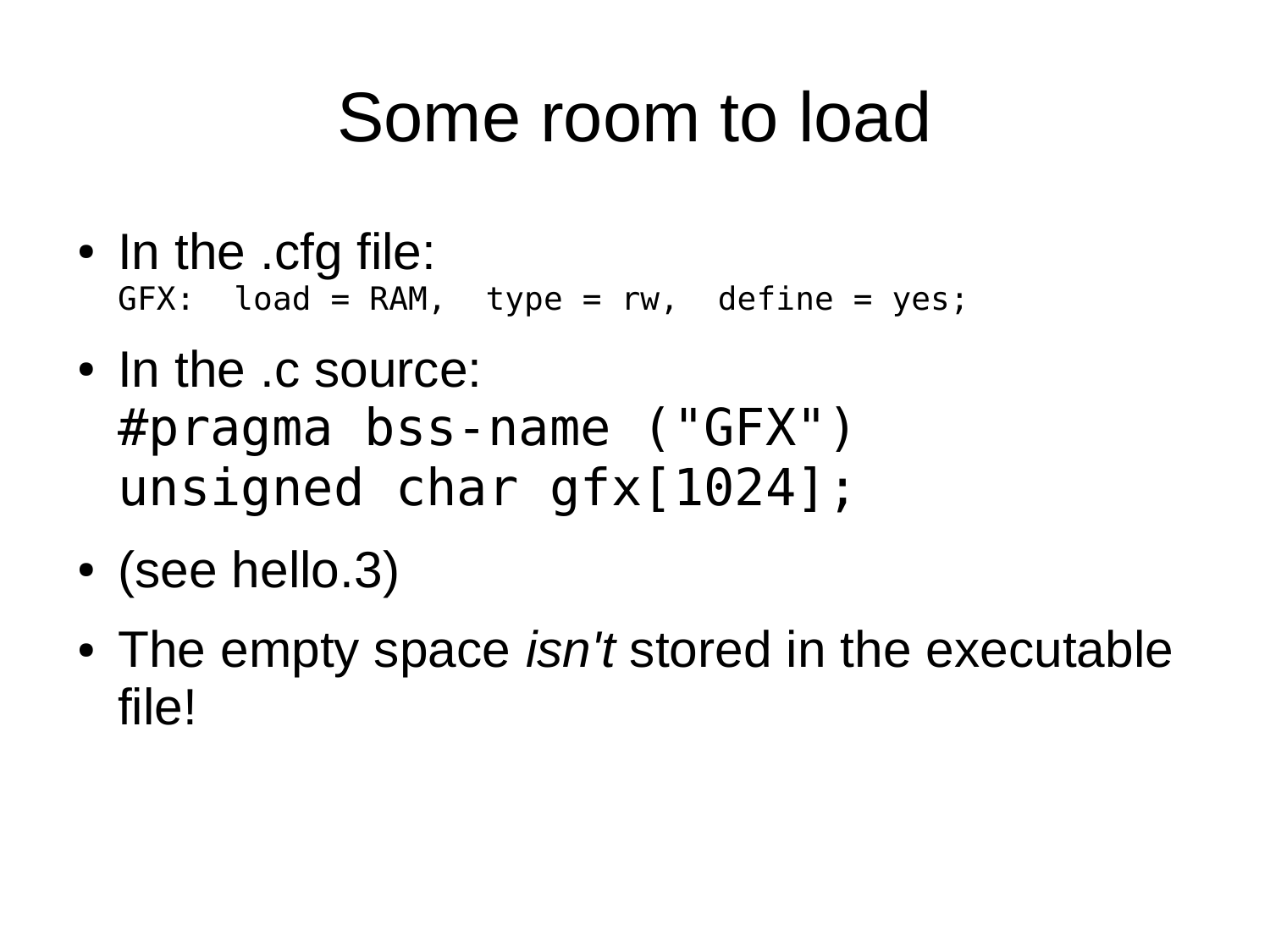# Some room to load

- In the .cfg file:
  ```
  GFX:  load = RAM,  type = rw,  define = yes;
  ```
- In the .c source:
  ```
  #pragma bss-name ("GFX")
  unsigned char gfx[1024];
  ```
- (see hello.3)
- The empty space *isn't* stored in the executable file!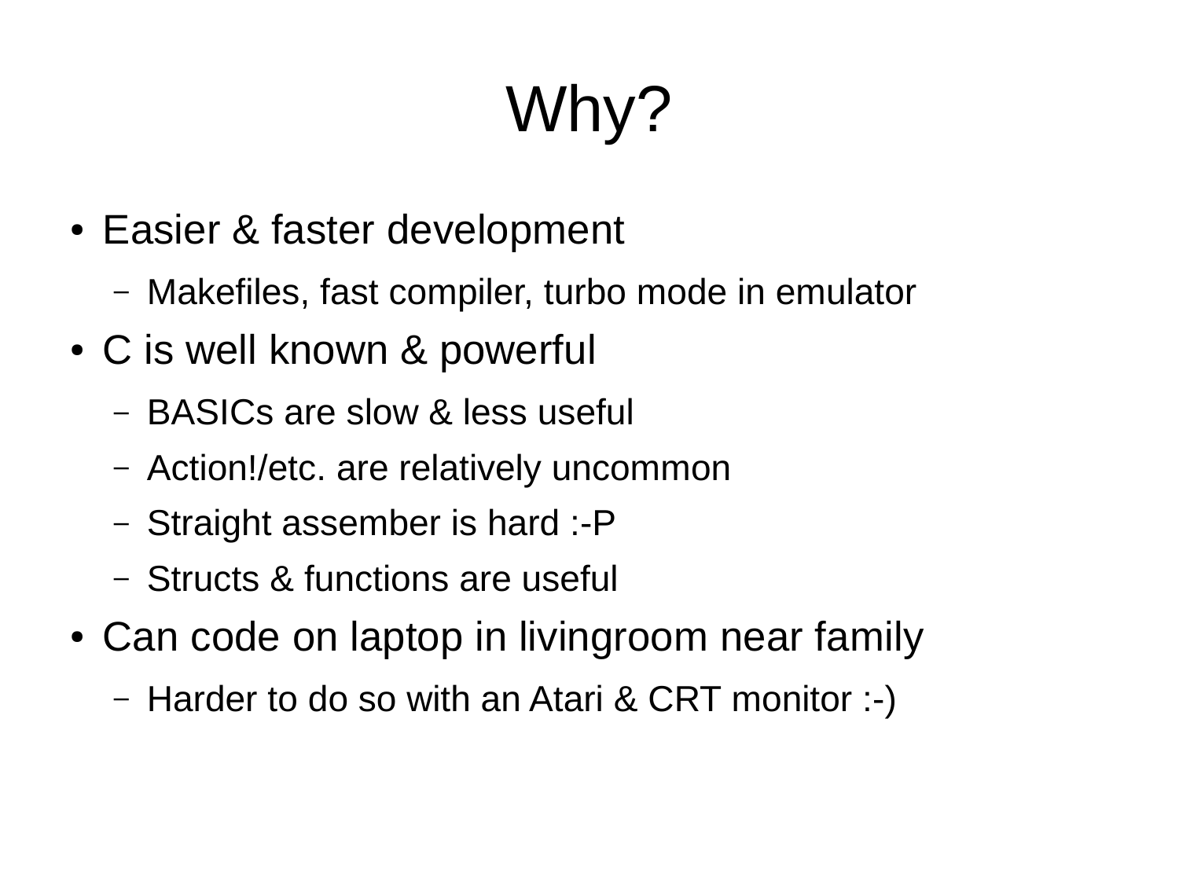# Why?

- Easier & faster development
  - Makefiles, fast compiler, turbo mode in emulator
- C is well known & powerful
  - BASICs are slow & less useful
  - Action!/etc. are relatively uncommon
  - Straight assember is hard :-P
  - Structs & functions are useful
- Can code on laptop in livingroom near family
  - Harder to do so with an Atari & CRT monitor :-)